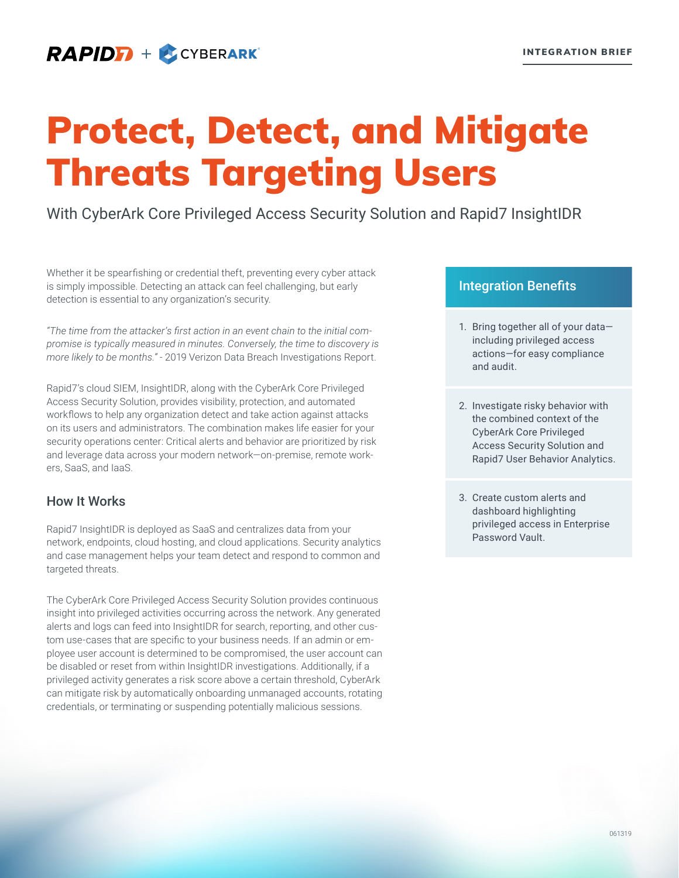RAPID7 + CYBERARK

INTEGRATION BRIEF

# Protect, Detect, and Mitigate Threats Targeting Users

With CyberArk Core Privileged Access Security Solution and Rapid7 InsightIDR

Whether it be spearfishing or credential theft, preventing every cyber attack is simply impossible. Detecting an attack can feel challenging, but early detection is essential to any organization's security.

*"The time from the attacker's first action in an event chain to the initial compromise is typically measured in minutes. Conversely, the time to discovery is more likely to be months."* - 2019 Verizon Data Breach Investigations Report.

Rapid7's cloud SIEM, InsightIDR, along with the CyberArk Core Privileged Access Security Solution, provides visibility, protection, and automated workflows to help any organization detect and take action against attacks on its users and administrators. The combination makes life easier for your security operations center: Critical alerts and behavior are prioritized by risk and leverage data across your modern network—on-premise, remote workers, SaaS, and IaaS.

## How It Works

Rapid7 InsightIDR is deployed as SaaS and centralizes data from your network, endpoints, cloud hosting, and cloud applications. Security analytics and case management helps your team detect and respond to common and targeted threats.

The CyberArk Core Privileged Access Security Solution provides continuous insight into privileged activities occurring across the network. Any generated alerts and logs can feed into InsightIDR for search, reporting, and other custom use-cases that are specific to your business needs. If an admin or employee user account is determined to be compromised, the user account can be disabled or reset from within InsightIDR investigations. Additionally, if a privileged activity generates a risk score above a certain threshold, CyberArk can mitigate risk by automatically onboarding unmanaged accounts, rotating credentials, or terminating or suspending potentially malicious sessions.

## Integration Benefits

1. Bring together all of your data—including privileged access actions—for easy compliance and audit.
2. Investigate risky behavior with the combined context of the CyberArk Core Privileged Access Security Solution and Rapid7 User Behavior Analytics.
3. Create custom alerts and dashboard highlighting privileged access in Enterprise Password Vault.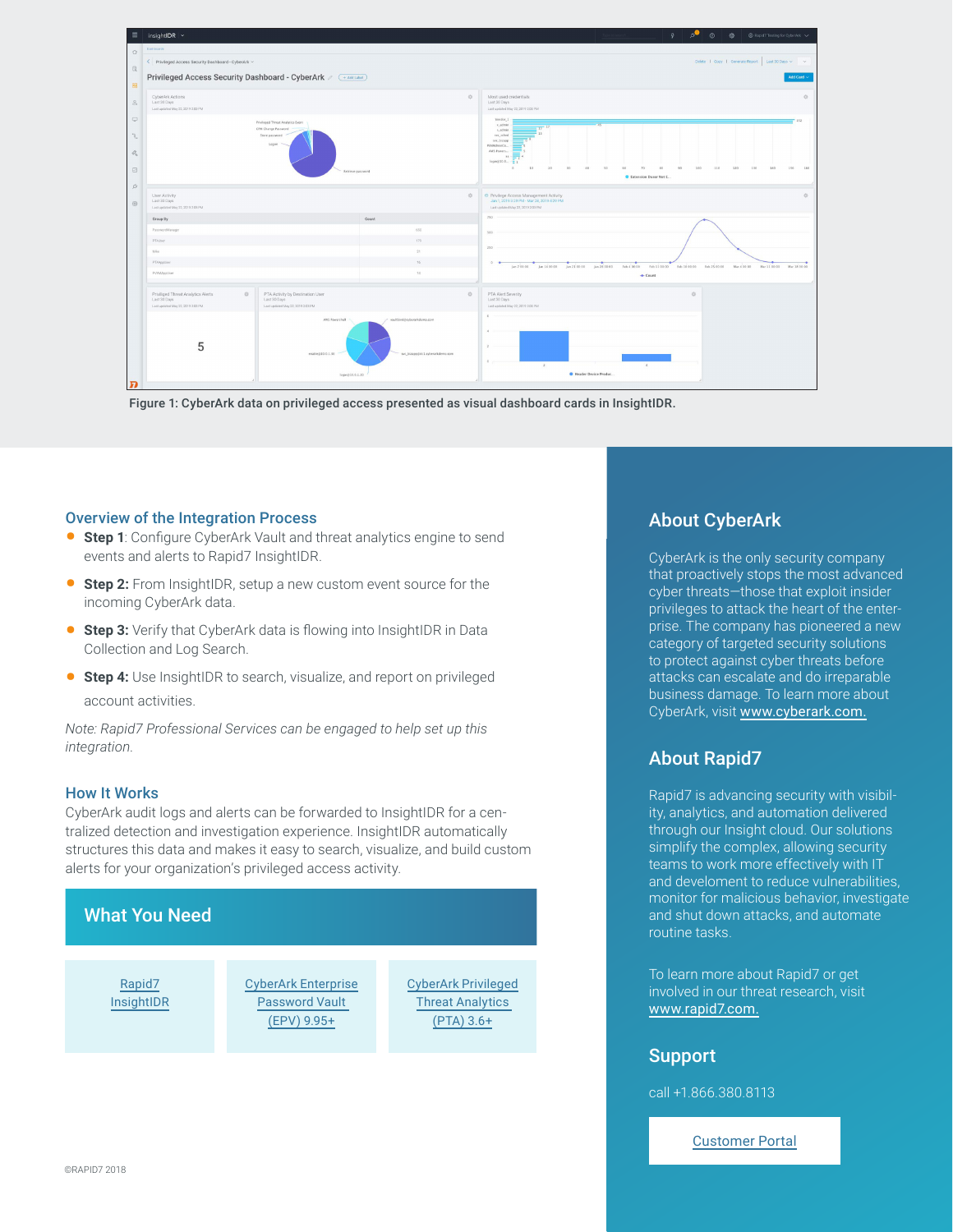Figure 1: CyberArk data on privileged access presented as visual dashboard cards in InsightIDR.

## Overview of the Integration Process

- **Step 1**: Configure CyberArk Vault and threat analytics engine to send events and alerts to Rapid7 InsightIDR.
- **Step 2:** From InsightIDR, setup a new custom event source for the incoming CyberArk data.
- **Step 3:** Verify that CyberArk data is flowing into InsightIDR in Data Collection and Log Search.
- **Step 4:** Use InsightIDR to search, visualize, and report on privileged account activities.

*Note: Rapid7 Professional Services can be engaged to help set up this integration.*

## How It Works

CyberArk audit logs and alerts can be forwarded to InsightIDR for a centralized detection and investigation experience. InsightIDR automatically structures this data and makes it easy to search, visualize, and build custom alerts for your organization's privileged access activity.

## What You Need

- Rapid7 InsightIDR
- CyberArk Enterprise Password Vault (EPV) 9.95+
- CyberArk Privileged Threat Analytics (PTA) 3.6+

©RAPID7 2018

## About CyberArk

CyberArk is the only security company that proactively stops the most advanced cyber threats—those that exploit insider privileges to attack the heart of the enterprise. The company has pioneered a new category of targeted security solutions to protect against cyber threats before attacks can escalate and do irreparable business damage. To learn more about CyberArk, visit www.cyberark.com.

## About Rapid7

Rapid7 is advancing security with visibility, analytics, and automation delivered through our Insight cloud. Our solutions simplify the complex, allowing security teams to work more effectively with IT and develoment to reduce vulnerabilities, monitor for malicious behavior, investigate and shut down attacks, and automate routine tasks.

To learn more about Rapid7 or get involved in our threat research, visit www.rapid7.com.

## Support

call +1.866.380.8113

Customer Portal